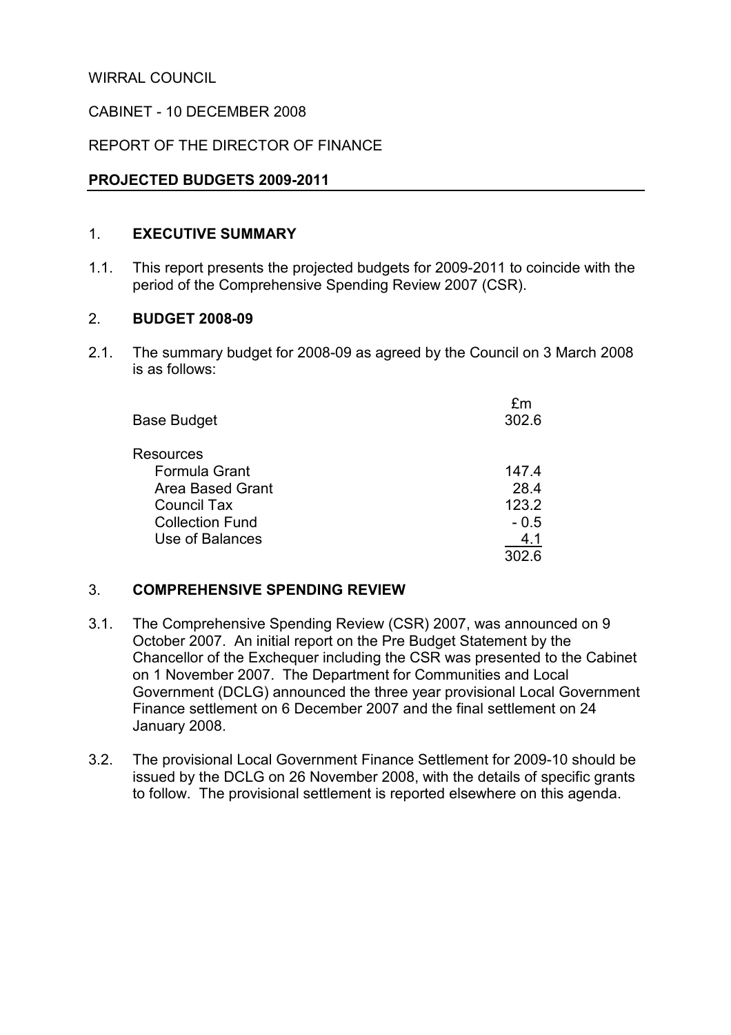WIRRAL COUNCIL

CABINET - 10 DECEMBER 2008

REPORT OF THE DIRECTOR OF FINANCE

**PROJECTED BUDGETS 2009-2011**

## 1. EXECUTIVE SUMMARY

1.1. This report presents the projected budgets for 2009-2011 to coincide with the period of the Comprehensive Spending Review 2007 (CSR).

## 2. BUDGET 2008-09

2.1. The summary budget for 2008-09 as agreed by the Council on 3 March 2008 is as follows:

| | £m |
|---|---|
| Base Budget | 302.6 |
| Resources | |
| Formula Grant | 147.4 |
| Area Based Grant | 28.4 |
| Council Tax | 123.2 |
| Collection Fund | - 0.5 |
| Use of Balances | 4.1 |
| | 302.6 |

## 3. COMPREHENSIVE SPENDING REVIEW

3.1. The Comprehensive Spending Review (CSR) 2007, was announced on 9 October 2007. An initial report on the Pre Budget Statement by the Chancellor of the Exchequer including the CSR was presented to the Cabinet on 1 November 2007. The Department for Communities and Local Government (DCLG) announced the three year provisional Local Government Finance settlement on 6 December 2007 and the final settlement on 24 January 2008.

3.2. The provisional Local Government Finance Settlement for 2009-10 should be issued by the DCLG on 26 November 2008, with the details of specific grants to follow. The provisional settlement is reported elsewhere on this agenda.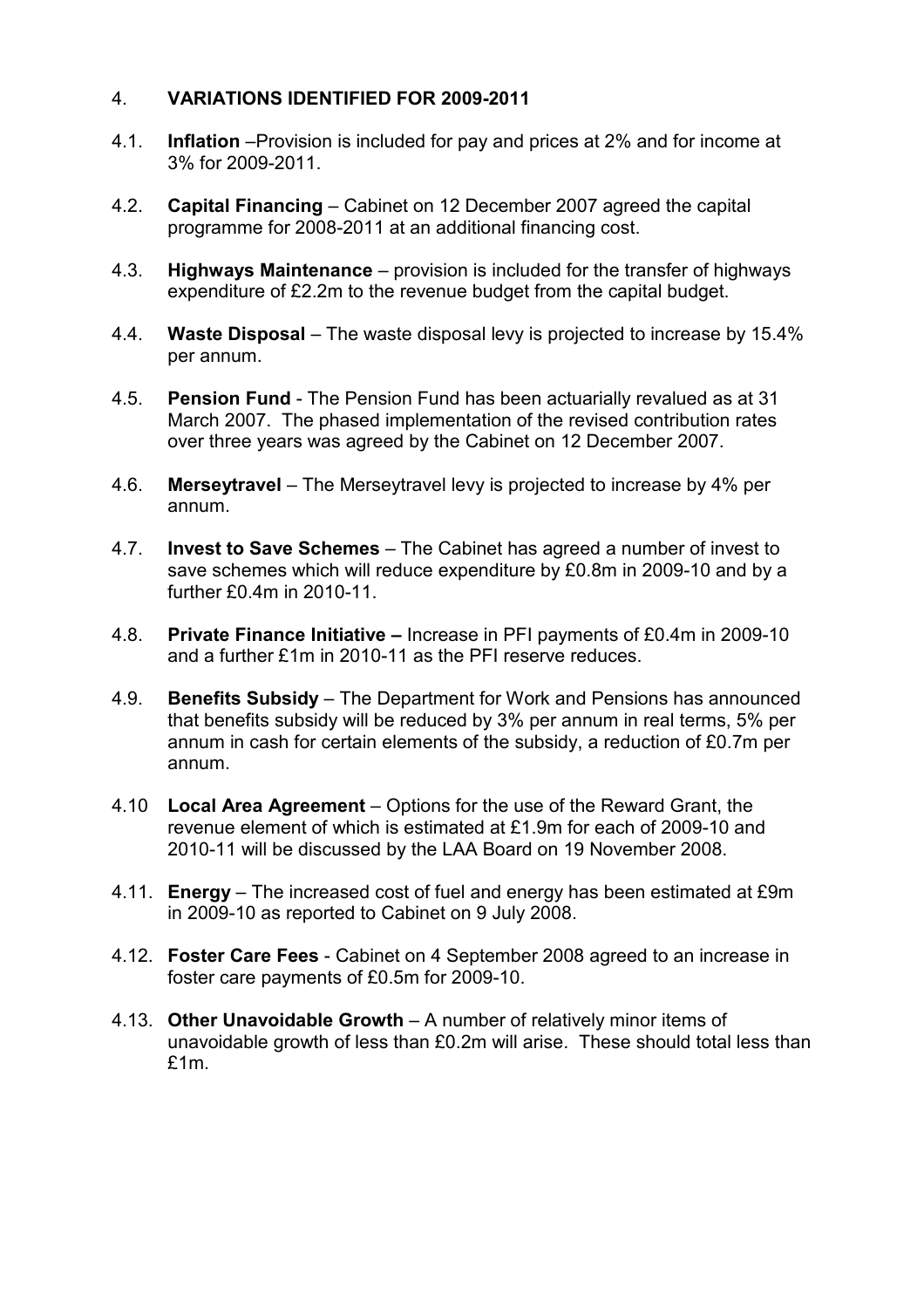## 4. VARIATIONS IDENTIFIED FOR 2009-2011

4.1. **Inflation** –Provision is included for pay and prices at 2% and for income at 3% for 2009-2011.

4.2. **Capital Financing** – Cabinet on 12 December 2007 agreed the capital programme for 2008-2011 at an additional financing cost.

4.3. **Highways Maintenance** – provision is included for the transfer of highways expenditure of £2.2m to the revenue budget from the capital budget.

4.4. **Waste Disposal** – The waste disposal levy is projected to increase by 15.4% per annum.

4.5. **Pension Fund** - The Pension Fund has been actuarially revalued as at 31 March 2007. The phased implementation of the revised contribution rates over three years was agreed by the Cabinet on 12 December 2007.

4.6. **Merseytravel** – The Merseytravel levy is projected to increase by 4% per annum.

4.7. **Invest to Save Schemes** – The Cabinet has agreed a number of invest to save schemes which will reduce expenditure by £0.8m in 2009-10 and by a further £0.4m in 2010-11.

4.8. **Private Finance Initiative –** Increase in PFI payments of £0.4m in 2009-10 and a further £1m in 2010-11 as the PFI reserve reduces.

4.9. **Benefits Subsidy** – The Department for Work and Pensions has announced that benefits subsidy will be reduced by 3% per annum in real terms, 5% per annum in cash for certain elements of the subsidy, a reduction of £0.7m per annum.

4.10 **Local Area Agreement** – Options for the use of the Reward Grant, the revenue element of which is estimated at £1.9m for each of 2009-10 and 2010-11 will be discussed by the LAA Board on 19 November 2008.

4.11. **Energy** – The increased cost of fuel and energy has been estimated at £9m in 2009-10 as reported to Cabinet on 9 July 2008.

4.12. **Foster Care Fees** - Cabinet on 4 September 2008 agreed to an increase in foster care payments of £0.5m for 2009-10.

4.13. **Other Unavoidable Growth** – A number of relatively minor items of unavoidable growth of less than £0.2m will arise. These should total less than £1m.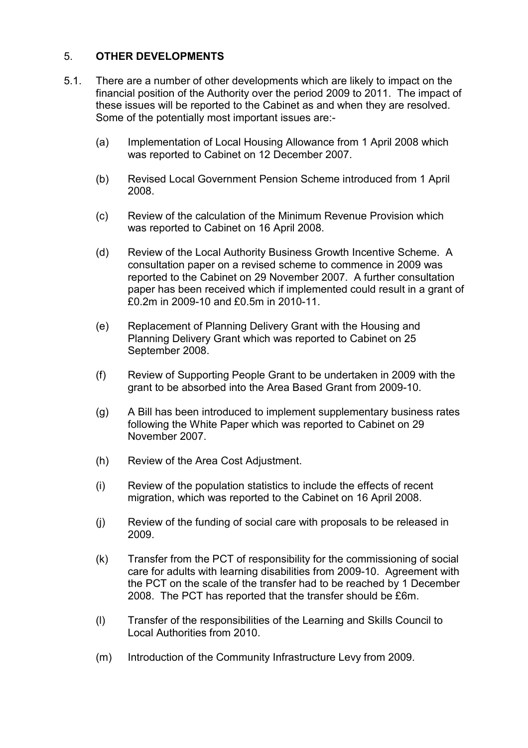## 5. OTHER DEVELOPMENTS

5.1. There are a number of other developments which are likely to impact on the financial position of the Authority over the period 2009 to 2011. The impact of these issues will be reported to the Cabinet as and when they are resolved. Some of the potentially most important issues are:-

(a) Implementation of Local Housing Allowance from 1 April 2008 which was reported to Cabinet on 12 December 2007.

(b) Revised Local Government Pension Scheme introduced from 1 April 2008.

(c) Review of the calculation of the Minimum Revenue Provision which was reported to Cabinet on 16 April 2008.

(d) Review of the Local Authority Business Growth Incentive Scheme. A consultation paper on a revised scheme to commence in 2009 was reported to the Cabinet on 29 November 2007. A further consultation paper has been received which if implemented could result in a grant of £0.2m in 2009-10 and £0.5m in 2010-11.

(e) Replacement of Planning Delivery Grant with the Housing and Planning Delivery Grant which was reported to Cabinet on 25 September 2008.

(f) Review of Supporting People Grant to be undertaken in 2009 with the grant to be absorbed into the Area Based Grant from 2009-10.

(g) A Bill has been introduced to implement supplementary business rates following the White Paper which was reported to Cabinet on 29 November 2007.

(h) Review of the Area Cost Adjustment.

(i) Review of the population statistics to include the effects of recent migration, which was reported to the Cabinet on 16 April 2008.

(j) Review of the funding of social care with proposals to be released in 2009.

(k) Transfer from the PCT of responsibility for the commissioning of social care for adults with learning disabilities from 2009-10. Agreement with the PCT on the scale of the transfer had to be reached by 1 December 2008. The PCT has reported that the transfer should be £6m.

(l) Transfer of the responsibilities of the Learning and Skills Council to Local Authorities from 2010.

(m) Introduction of the Community Infrastructure Levy from 2009.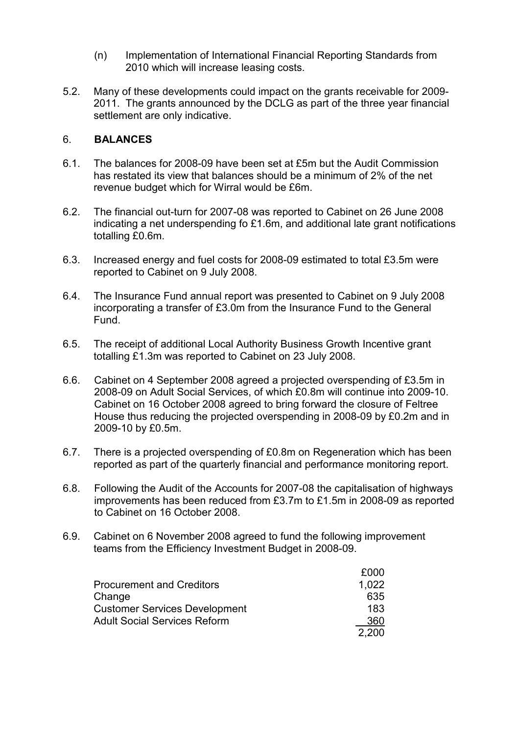(n) Implementation of International Financial Reporting Standards from 2010 which will increase leasing costs.

5.2. Many of these developments could impact on the grants receivable for 2009-2011. The grants announced by the DCLG as part of the three year financial settlement are only indicative.

## 6. BALANCES

6.1. The balances for 2008-09 have been set at £5m but the Audit Commission has restated its view that balances should be a minimum of 2% of the net revenue budget which for Wirral would be £6m.

6.2. The financial out-turn for 2007-08 was reported to Cabinet on 26 June 2008 indicating a net underspending fo £1.6m, and additional late grant notifications totalling £0.6m.

6.3. Increased energy and fuel costs for 2008-09 estimated to total £3.5m were reported to Cabinet on 9 July 2008.

6.4. The Insurance Fund annual report was presented to Cabinet on 9 July 2008 incorporating a transfer of £3.0m from the Insurance Fund to the General Fund.

6.5. The receipt of additional Local Authority Business Growth Incentive grant totalling £1.3m was reported to Cabinet on 23 July 2008.

6.6. Cabinet on 4 September 2008 agreed a projected overspending of £3.5m in 2008-09 on Adult Social Services, of which £0.8m will continue into 2009-10. Cabinet on 16 October 2008 agreed to bring forward the closure of Feltree House thus reducing the projected overspending in 2008-09 by £0.2m and in 2009-10 by £0.5m.

6.7. There is a projected overspending of £0.8m on Regeneration which has been reported as part of the quarterly financial and performance monitoring report.

6.8. Following the Audit of the Accounts for 2007-08 the capitalisation of highways improvements has been reduced from £3.7m to £1.5m in 2008-09 as reported to Cabinet on 16 October 2008.

6.9. Cabinet on 6 November 2008 agreed to fund the following improvement teams from the Efficiency Investment Budget in 2008-09.

| | £000 |
|---|---|
| Procurement and Creditors | 1,022 |
| Change | 635 |
| Customer Services Development | 183 |
| Adult Social Services Reform | 360 |
| | 2,200 |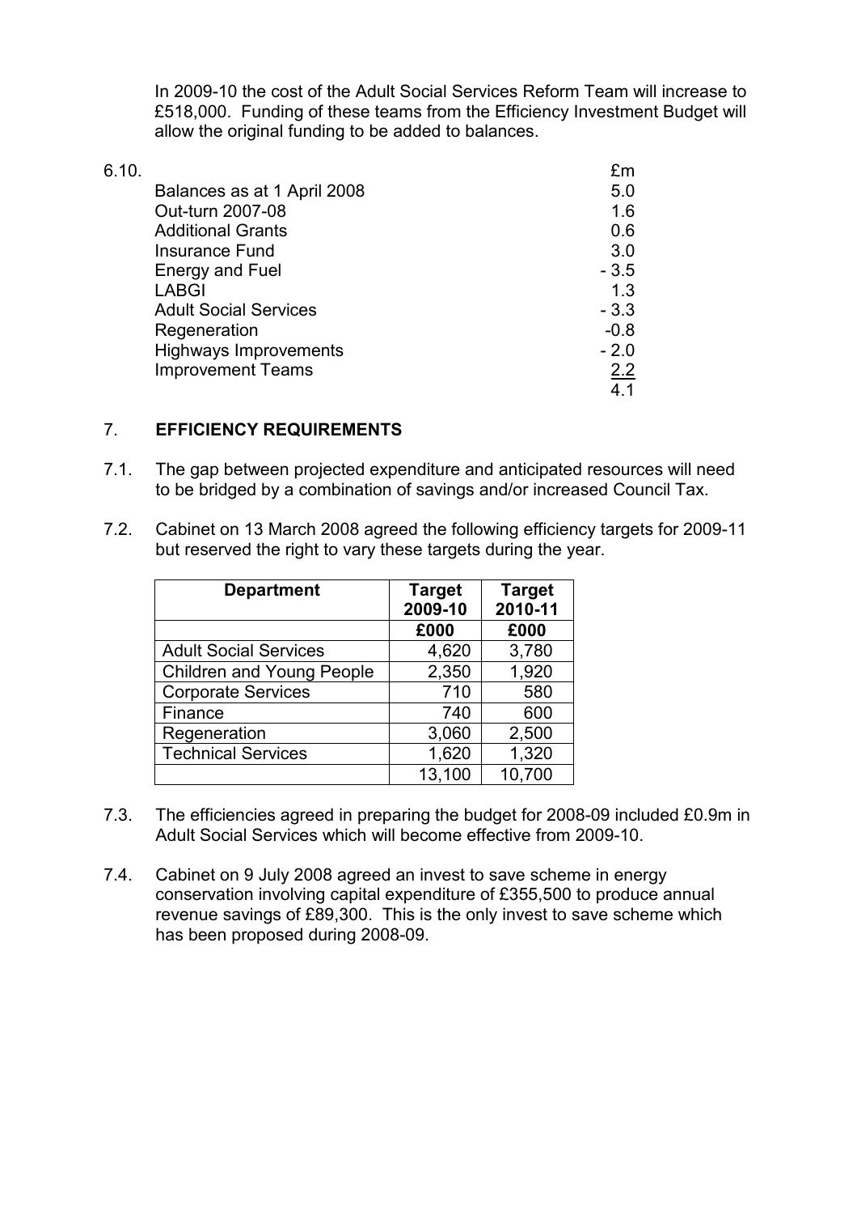In 2009-10 the cost of the Adult Social Services Reform Team will increase to £518,000. Funding of these teams from the Efficiency Investment Budget will allow the original funding to be added to balances.

6.10.

| | £m |
|---|---|
| Balances as at 1 April 2008 | 5.0 |
| Out-turn 2007-08 | 1.6 |
| Additional Grants | 0.6 |
| Insurance Fund | 3.0 |
| Energy and Fuel | - 3.5 |
| LABGI | 1.3 |
| Adult Social Services | - 3.3 |
| Regeneration | -0.8 |
| Highways Improvements | - 2.0 |
| Improvement Teams | 2.2 |
| | 4.1 |

## 7. EFFICIENCY REQUIREMENTS

7.1. The gap between projected expenditure and anticipated resources will need to be bridged by a combination of savings and/or increased Council Tax.

7.2. Cabinet on 13 March 2008 agreed the following efficiency targets for 2009-11 but reserved the right to vary these targets during the year.

| Department | Target 2009-10 | Target 2010-11 |
|---|---|---|
| | £000 | £000 |
| Adult Social Services | 4,620 | 3,780 |
| Children and Young People | 2,350 | 1,920 |
| Corporate Services | 710 | 580 |
| Finance | 740 | 600 |
| Regeneration | 3,060 | 2,500 |
| Technical Services | 1,620 | 1,320 |
| | 13,100 | 10,700 |

7.3. The efficiencies agreed in preparing the budget for 2008-09 included £0.9m in Adult Social Services which will become effective from 2009-10.

7.4. Cabinet on 9 July 2008 agreed an invest to save scheme in energy conservation involving capital expenditure of £355,500 to produce annual revenue savings of £89,300. This is the only invest to save scheme which has been proposed during 2008-09.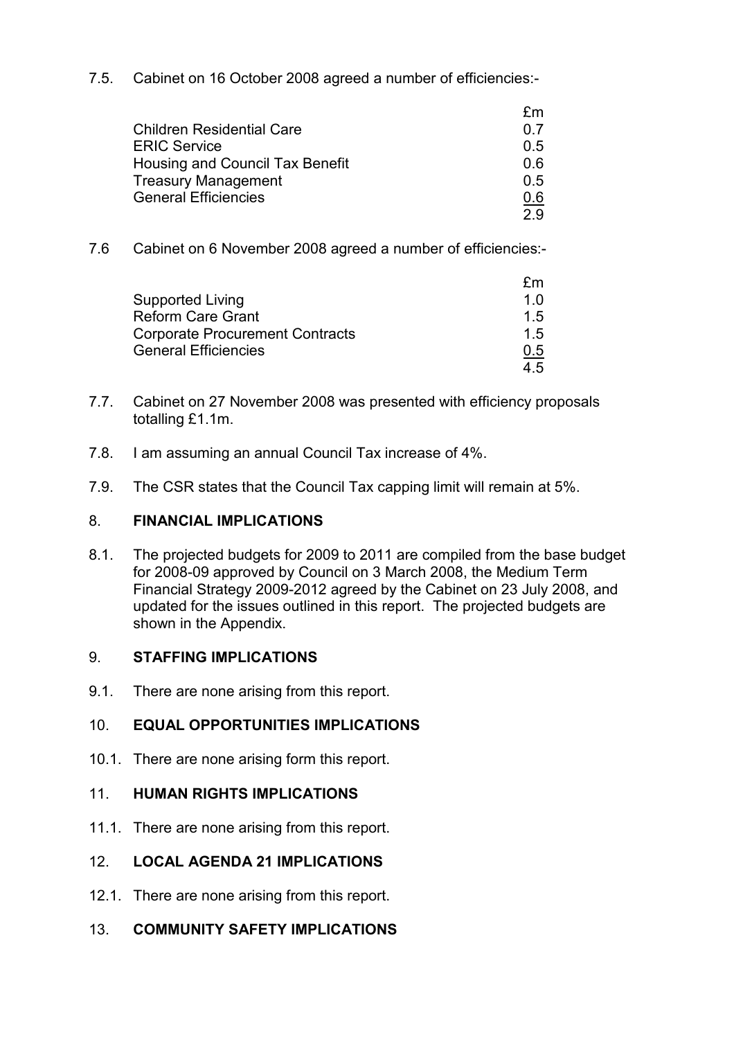7.5. Cabinet on 16 October 2008 agreed a number of efficiencies:-

| | £m |
|---|---|
| Children Residential Care | 0.7 |
| ERIC Service | 0.5 |
| Housing and Council Tax Benefit | 0.6 |
| Treasury Management | 0.5 |
| General Efficiencies | 0.6 |
| | 2.9 |

7.6 Cabinet on 6 November 2008 agreed a number of efficiencies:-

| | £m |
|---|---|
| Supported Living | 1.0 |
| Reform Care Grant | 1.5 |
| Corporate Procurement Contracts | 1.5 |
| General Efficiencies | 0.5 |
| | 4.5 |

7.7. Cabinet on 27 November 2008 was presented with efficiency proposals totalling £1.1m.

7.8. I am assuming an annual Council Tax increase of 4%.

7.9. The CSR states that the Council Tax capping limit will remain at 5%.

## 8. FINANCIAL IMPLICATIONS

8.1. The projected budgets for 2009 to 2011 are compiled from the base budget for 2008-09 approved by Council on 3 March 2008, the Medium Term Financial Strategy 2009-2012 agreed by the Cabinet on 23 July 2008, and updated for the issues outlined in this report. The projected budgets are shown in the Appendix.

## 9. STAFFING IMPLICATIONS

9.1. There are none arising from this report.

## 10. EQUAL OPPORTUNITIES IMPLICATIONS

10.1. There are none arising form this report.

## 11. HUMAN RIGHTS IMPLICATIONS

11.1. There are none arising from this report.

## 12. LOCAL AGENDA 21 IMPLICATIONS

12.1. There are none arising from this report.

## 13. COMMUNITY SAFETY IMPLICATIONS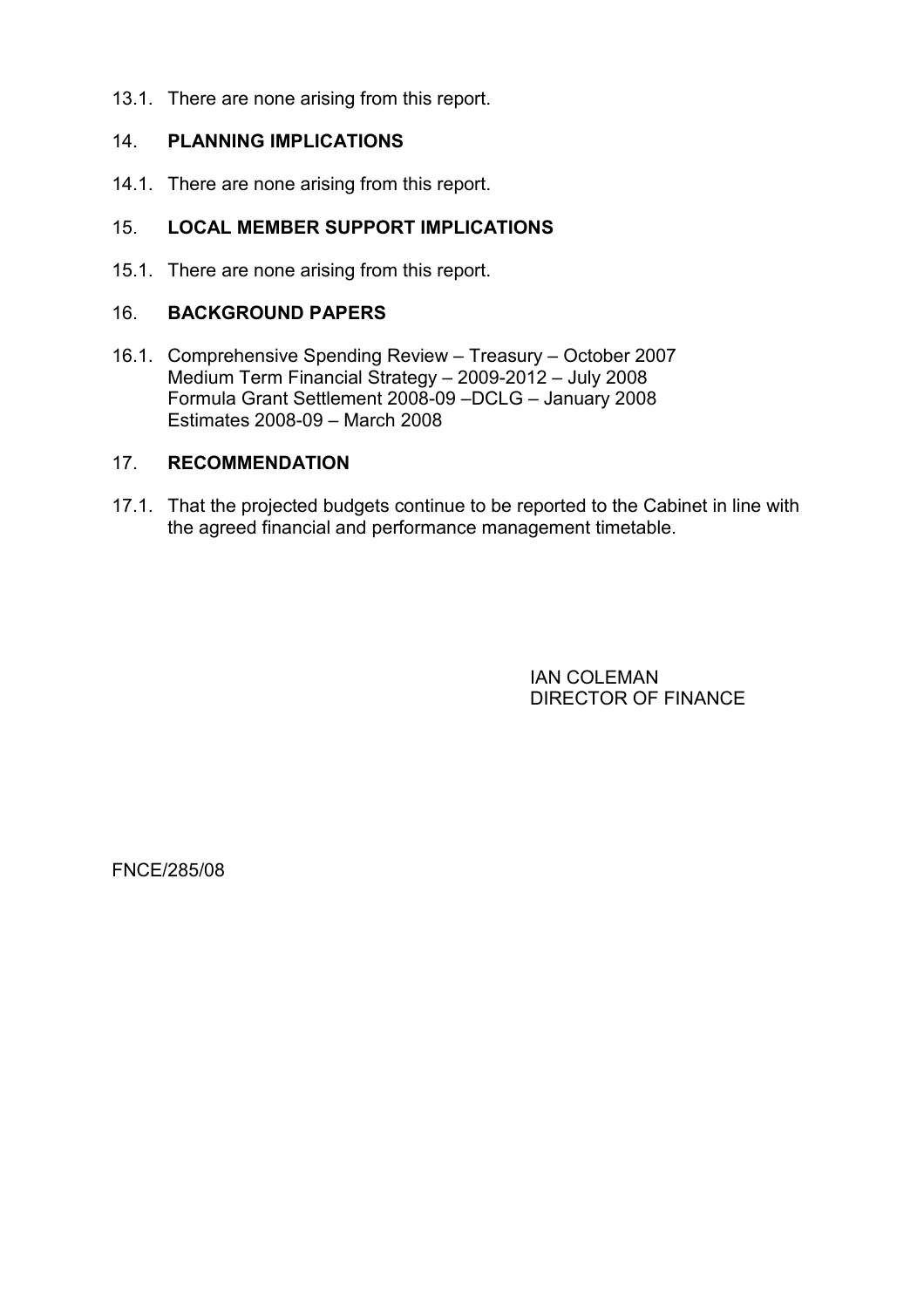13.1. There are none arising from this report.

## 14. PLANNING IMPLICATIONS

14.1. There are none arising from this report.

## 15. LOCAL MEMBER SUPPORT IMPLICATIONS

15.1. There are none arising from this report.

## 16. BACKGROUND PAPERS

16.1. Comprehensive Spending Review – Treasury – October 2007
Medium Term Financial Strategy – 2009-2012 – July 2008
Formula Grant Settlement 2008-09 –DCLG – January 2008
Estimates 2008-09 – March 2008

## 17. RECOMMENDATION

17.1. That the projected budgets continue to be reported to the Cabinet in line with the agreed financial and performance management timetable.

IAN COLEMAN
DIRECTOR OF FINANCE

FNCE/285/08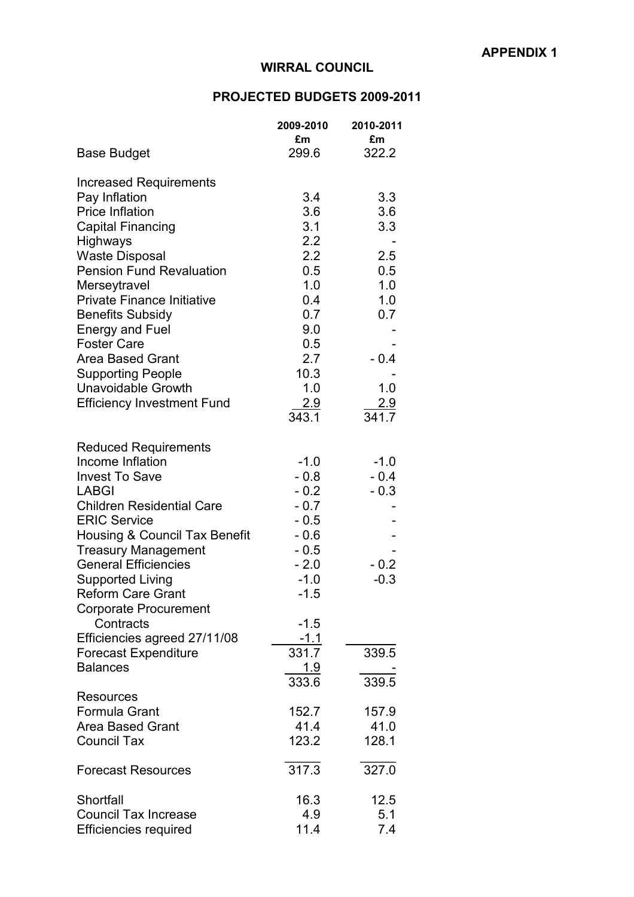**APPENDIX 1**

**WIRRAL COUNCIL**

**PROJECTED BUDGETS 2009-2011**

| | 2009-2010 £m | 2010-2011 £m |
|---|---|---|
| Base Budget | 299.6 | 322.2 |
| | | |
| Increased Requirements | | |
| Pay Inflation | 3.4 | 3.3 |
| Price Inflation | 3.6 | 3.6 |
| Capital Financing | 3.1 | 3.3 |
| Highways | 2.2 | - |
| Waste Disposal | 2.2 | 2.5 |
| Pension Fund Revaluation | 0.5 | 0.5 |
| Merseytravel | 1.0 | 1.0 |
| Private Finance Initiative | 0.4 | 1.0 |
| Benefits Subsidy | 0.7 | 0.7 |
| Energy and Fuel | 9.0 | - |
| Foster Care | 0.5 | - |
| Area Based Grant | 2.7 | - 0.4 |
| Supporting People | 10.3 | - |
| Unavoidable Growth | 1.0 | 1.0 |
| Efficiency Investment Fund | 2.9 | 2.9 |
| | 343.1 | 341.7 |
| | | |
| Reduced Requirements | | |
| Income Inflation | -1.0 | -1.0 |
| Invest To Save | - 0.8 | - 0.4 |
| LABGI | - 0.2 | - 0.3 |
| Children Residential Care | - 0.7 | - |
| ERIC Service | - 0.5 | - |
| Housing & Council Tax Benefit | - 0.6 | - |
| Treasury Management | - 0.5 | - |
| General Efficiencies | - 2.0 | - 0.2 |
| Supported Living | -1.0 | -0.3 |
| Reform Care Grant | -1.5 | |
| Corporate Procurement Contracts | -1.5 | |
| Efficiencies agreed 27/11/08 | -1.1 | |
| Forecast Expenditure | 331.7 | 339.5 |
| Balances | 1.9 | - |
| | 333.6 | 339.5 |
| Resources | | |
| Formula Grant | 152.7 | 157.9 |
| Area Based Grant | 41.4 | 41.0 |
| Council Tax | 123.2 | 128.1 |
| | | |
| Forecast Resources | 317.3 | 327.0 |
| | | |
| Shortfall | 16.3 | 12.5 |
| Council Tax Increase | 4.9 | 5.1 |
| Efficiencies required | 11.4 | 7.4 |